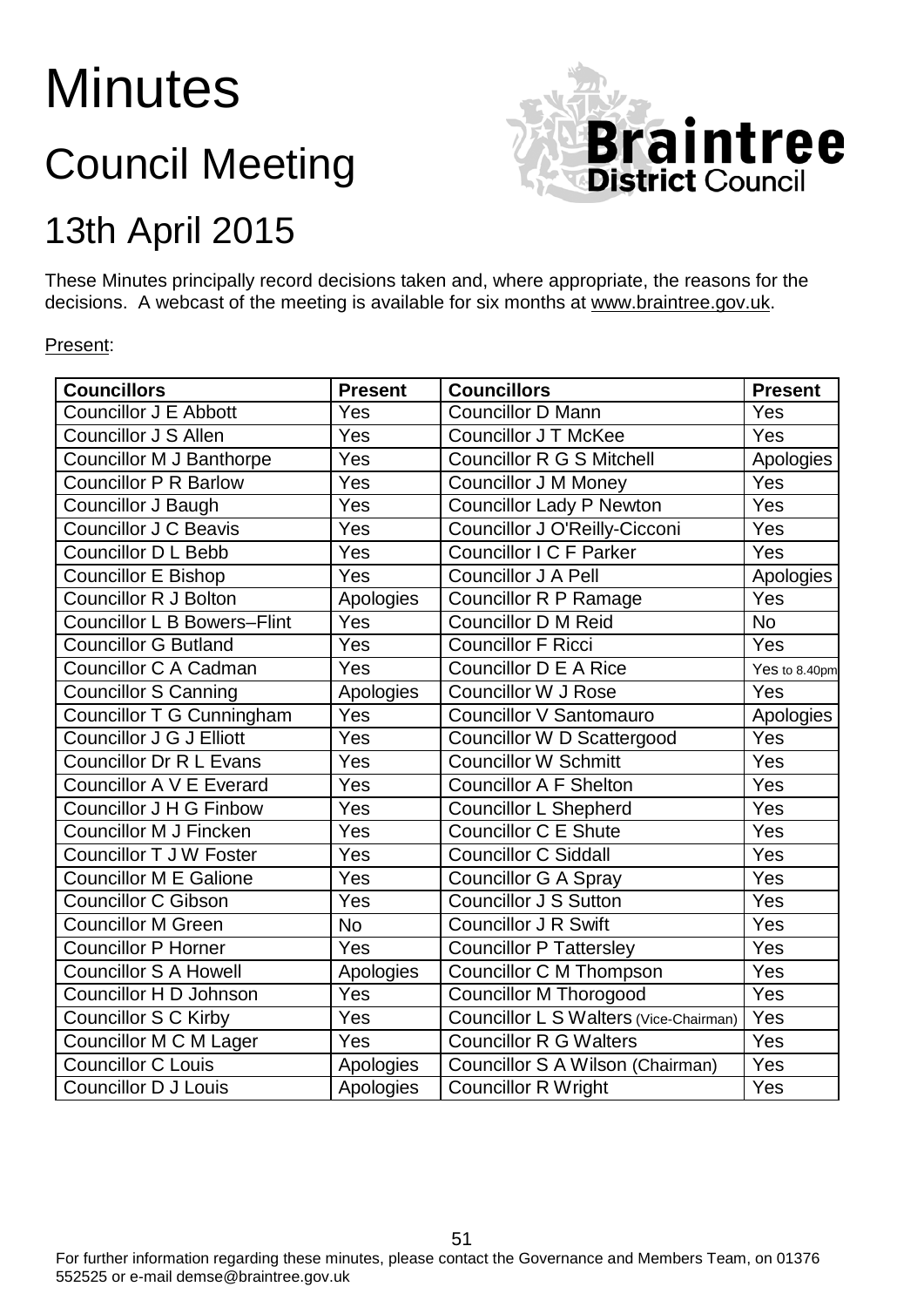# Minutes

## Council Meeting

## 13th April 2015

These Minutes principally record decisions taken and, where appropriate, the reasons for the decisions. A webcast of the meeting is available for six months at www.braintree.gov.uk.

Present:

| Councillors | Present | Councillors | Present |
|---|---|---|---|
| Councillor J E Abbott | Yes | Councillor D Mann | Yes |
| Councillor J S Allen | Yes | Councillor J T McKee | Yes |
| Councillor M J Banthorpe | Yes | Councillor R G S Mitchell | Apologies |
| Councillor P R Barlow | Yes | Councillor J M Money | Yes |
| Councillor J Baugh | Yes | Councillor Lady P Newton | Yes |
| Councillor J C Beavis | Yes | Councillor J O'Reilly-Cicconi | Yes |
| Councillor D L Bebb | Yes | Councillor I C F Parker | Yes |
| Councillor E Bishop | Yes | Councillor J A Pell | Apologies |
| Councillor R J Bolton | Apologies | Councillor R P Ramage | Yes |
| Councillor L B Bowers–Flint | Yes | Councillor D M Reid | No |
| Councillor G Butland | Yes | Councillor F Ricci | Yes |
| Councillor C A Cadman | Yes | Councillor D E A Rice | Yes to 8.40pm |
| Councillor S Canning | Apologies | Councillor W J Rose | Yes |
| Councillor T G Cunningham | Yes | Councillor V Santomauro | Apologies |
| Councillor J G J Elliott | Yes | Councillor W D Scattergood | Yes |
| Councillor Dr R L Evans | Yes | Councillor W Schmitt | Yes |
| Councillor A V E Everard | Yes | Councillor A F Shelton | Yes |
| Councillor J H G Finbow | Yes | Councillor L Shepherd | Yes |
| Councillor M J Fincken | Yes | Councillor C E Shute | Yes |
| Councillor T J W Foster | Yes | Councillor C Siddall | Yes |
| Councillor M E Galione | Yes | Councillor G A Spray | Yes |
| Councillor C Gibson | Yes | Councillor J S Sutton | Yes |
| Councillor M Green | No | Councillor J R Swift | Yes |
| Councillor P Horner | Yes | Councillor P Tattersley | Yes |
| Councillor S A Howell | Apologies | Councillor C M Thompson | Yes |
| Councillor H D Johnson | Yes | Councillor M Thorogood | Yes |
| Councillor S C Kirby | Yes | Councillor L S Walters (Vice-Chairman) | Yes |
| Councillor M C M Lager | Yes | Councillor R G Walters | Yes |
| Councillor C Louis | Apologies | Councillor S A Wilson (Chairman) | Yes |
| Councillor D J Louis | Apologies | Councillor R Wright | Yes |

For further information regarding these minutes, please contact the Governance and Members Team, on 01376 552525 or e-mail demse@braintree.gov.uk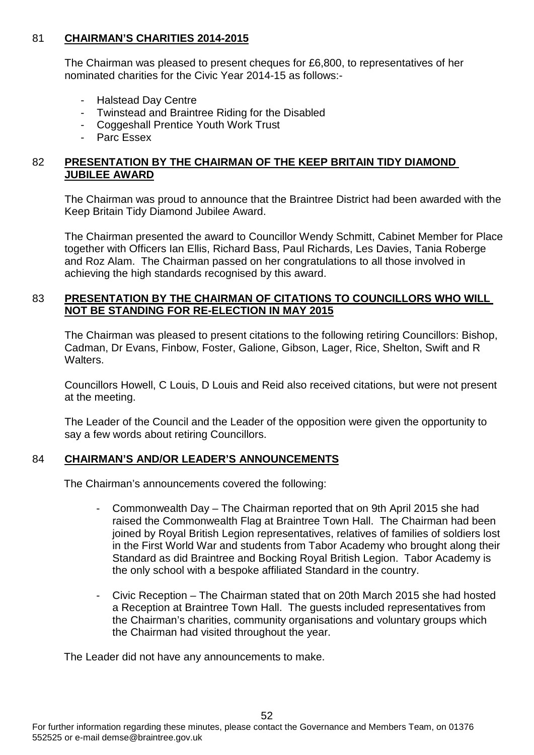## 81 **CHAIRMAN'S CHARITIES 2014-2015**

The Chairman was pleased to present cheques for £6,800, to representatives of her nominated charities for the Civic Year 2014-15 as follows:-

- Halstead Day Centre
- Twinstead and Braintree Riding for the Disabled
- Coggeshall Prentice Youth Work Trust
- Parc Essex

## 82 **PRESENTATION BY THE CHAIRMAN OF THE KEEP BRITAIN TIDY DIAMOND JUBILEE AWARD**

The Chairman was proud to announce that the Braintree District had been awarded with the Keep Britain Tidy Diamond Jubilee Award.

The Chairman presented the award to Councillor Wendy Schmitt, Cabinet Member for Place together with Officers Ian Ellis, Richard Bass, Paul Richards, Les Davies, Tania Roberge and Roz Alam. The Chairman passed on her congratulations to all those involved in achieving the high standards recognised by this award.

## 83 **PRESENTATION BY THE CHAIRMAN OF CITATIONS TO COUNCILLORS WHO WILL NOT BE STANDING FOR RE-ELECTION IN MAY 2015**

The Chairman was pleased to present citations to the following retiring Councillors: Bishop, Cadman, Dr Evans, Finbow, Foster, Galione, Gibson, Lager, Rice, Shelton, Swift and R Walters.

Councillors Howell, C Louis, D Louis and Reid also received citations, but were not present at the meeting.

The Leader of the Council and the Leader of the opposition were given the opportunity to say a few words about retiring Councillors.

## 84 **CHAIRMAN'S AND/OR LEADER'S ANNOUNCEMENTS**

The Chairman's announcements covered the following:

- Commonwealth Day – The Chairman reported that on 9th April 2015 she had raised the Commonwealth Flag at Braintree Town Hall. The Chairman had been joined by Royal British Legion representatives, relatives of families of soldiers lost in the First World War and students from Tabor Academy who brought along their Standard as did Braintree and Bocking Royal British Legion. Tabor Academy is the only school with a bespoke affiliated Standard in the country.

- Civic Reception – The Chairman stated that on 20th March 2015 she had hosted a Reception at Braintree Town Hall. The guests included representatives from the Chairman's charities, community organisations and voluntary groups which the Chairman had visited throughout the year.

The Leader did not have any announcements to make.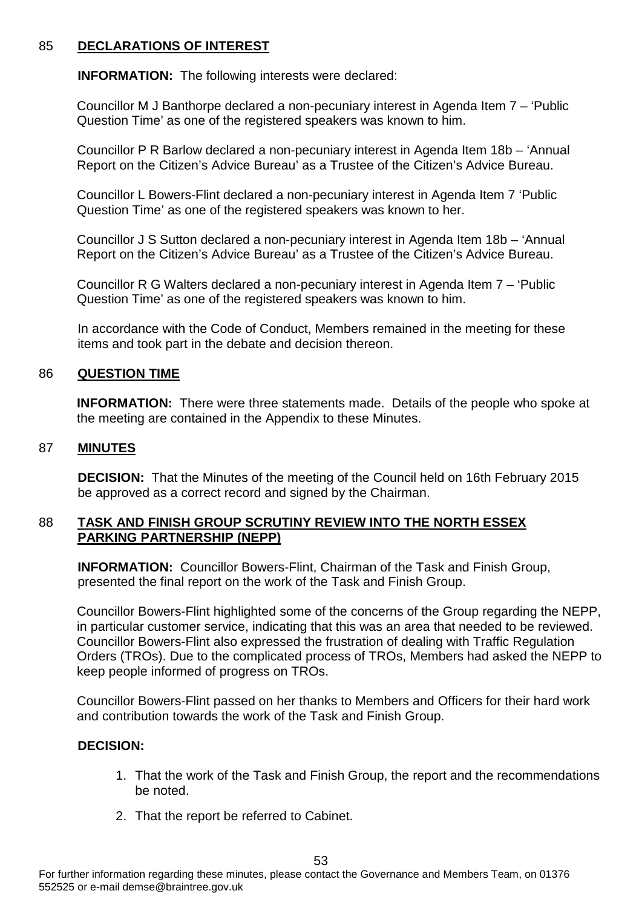## 85 DECLARATIONS OF INTEREST

**INFORMATION:** The following interests were declared:

Councillor M J Banthorpe declared a non-pecuniary interest in Agenda Item 7 – 'Public Question Time' as one of the registered speakers was known to him.

Councillor P R Barlow declared a non-pecuniary interest in Agenda Item 18b – 'Annual Report on the Citizen's Advice Bureau' as a Trustee of the Citizen's Advice Bureau.

Councillor L Bowers-Flint declared a non-pecuniary interest in Agenda Item 7 'Public Question Time' as one of the registered speakers was known to her.

Councillor J S Sutton declared a non-pecuniary interest in Agenda Item 18b – 'Annual Report on the Citizen's Advice Bureau' as a Trustee of the Citizen's Advice Bureau.

Councillor R G Walters declared a non-pecuniary interest in Agenda Item 7 – 'Public Question Time' as one of the registered speakers was known to him.

In accordance with the Code of Conduct, Members remained in the meeting for these items and took part in the debate and decision thereon.

## 86 QUESTION TIME

**INFORMATION:** There were three statements made. Details of the people who spoke at the meeting are contained in the Appendix to these Minutes.

## 87 MINUTES

**DECISION:** That the Minutes of the meeting of the Council held on 16th February 2015 be approved as a correct record and signed by the Chairman.

## 88 TASK AND FINISH GROUP SCRUTINY REVIEW INTO THE NORTH ESSEX PARKING PARTNERSHIP (NEPP)

**INFORMATION:** Councillor Bowers-Flint, Chairman of the Task and Finish Group, presented the final report on the work of the Task and Finish Group.

Councillor Bowers-Flint highlighted some of the concerns of the Group regarding the NEPP, in particular customer service, indicating that this was an area that needed to be reviewed. Councillor Bowers-Flint also expressed the frustration of dealing with Traffic Regulation Orders (TROs). Due to the complicated process of TROs, Members had asked the NEPP to keep people informed of progress on TROs.

Councillor Bowers-Flint passed on her thanks to Members and Officers for their hard work and contribution towards the work of the Task and Finish Group.

**DECISION:**

1. That the work of the Task and Finish Group, the report and the recommendations be noted.
2. That the report be referred to Cabinet.

For further information regarding these minutes, please contact the Governance and Members Team, on 01376 552525 or e-mail demse@braintree.gov.uk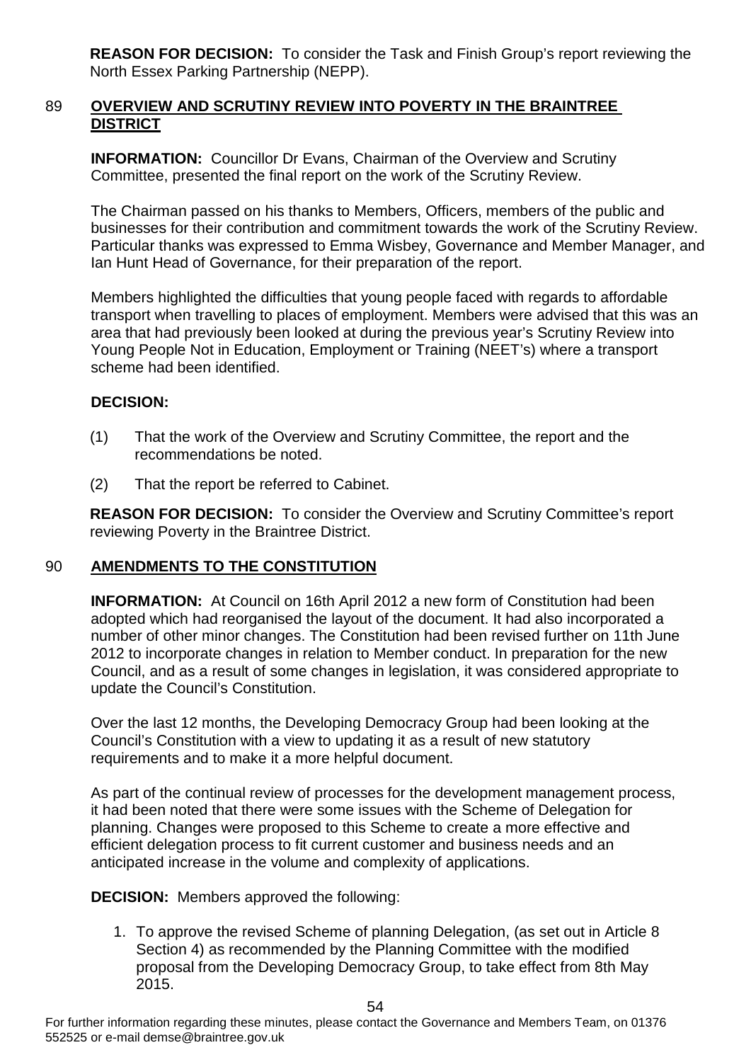**REASON FOR DECISION:** To consider the Task and Finish Group's report reviewing the North Essex Parking Partnership (NEPP).

## 89 OVERVIEW AND SCRUTINY REVIEW INTO POVERTY IN THE BRAINTREE DISTRICT

**INFORMATION:** Councillor Dr Evans, Chairman of the Overview and Scrutiny Committee, presented the final report on the work of the Scrutiny Review.

The Chairman passed on his thanks to Members, Officers, members of the public and businesses for their contribution and commitment towards the work of the Scrutiny Review. Particular thanks was expressed to Emma Wisbey, Governance and Member Manager, and Ian Hunt Head of Governance, for their preparation of the report.

Members highlighted the difficulties that young people faced with regards to affordable transport when travelling to places of employment. Members were advised that this was an area that had previously been looked at during the previous year's Scrutiny Review into Young People Not in Education, Employment or Training (NEET's) where a transport scheme had been identified.

**DECISION:**

(1) That the work of the Overview and Scrutiny Committee, the report and the recommendations be noted.

(2) That the report be referred to Cabinet.

**REASON FOR DECISION:** To consider the Overview and Scrutiny Committee's report reviewing Poverty in the Braintree District.

## 90 AMENDMENTS TO THE CONSTITUTION

**INFORMATION:** At Council on 16th April 2012 a new form of Constitution had been adopted which had reorganised the layout of the document. It had also incorporated a number of other minor changes. The Constitution had been revised further on 11th June 2012 to incorporate changes in relation to Member conduct. In preparation for the new Council, and as a result of some changes in legislation, it was considered appropriate to update the Council's Constitution.

Over the last 12 months, the Developing Democracy Group had been looking at the Council's Constitution with a view to updating it as a result of new statutory requirements and to make it a more helpful document.

As part of the continual review of processes for the development management process, it had been noted that there were some issues with the Scheme of Delegation for planning. Changes were proposed to this Scheme to create a more effective and efficient delegation process to fit current customer and business needs and an anticipated increase in the volume and complexity of applications.

**DECISION:** Members approved the following:

1. To approve the revised Scheme of planning Delegation, (as set out in Article 8 Section 4) as recommended by the Planning Committee with the modified proposal from the Developing Democracy Group, to take effect from 8th May 2015.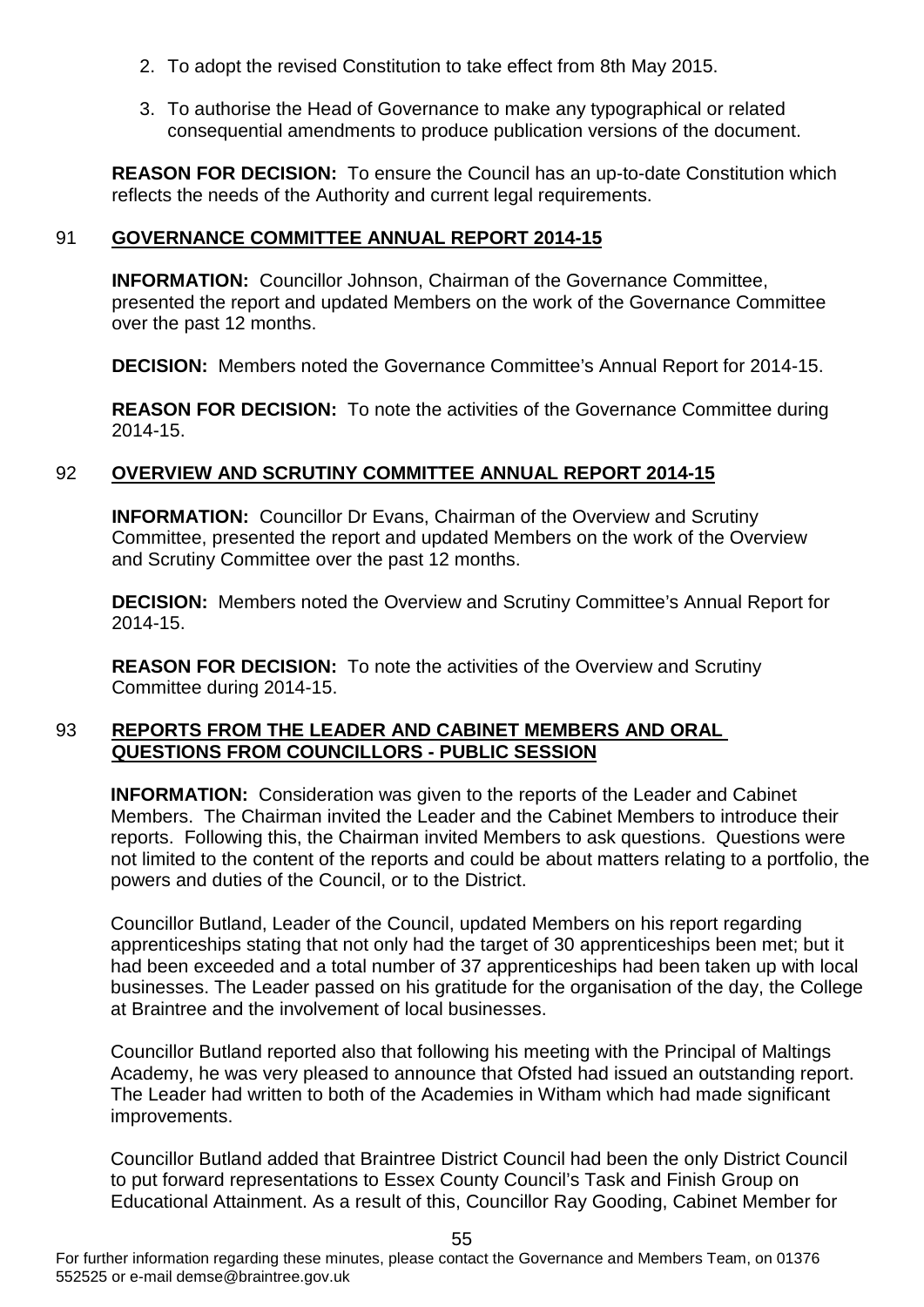2. To adopt the revised Constitution to take effect from 8th May 2015.

3. To authorise the Head of Governance to make any typographical or related consequential amendments to produce publication versions of the document.

**REASON FOR DECISION:** To ensure the Council has an up-to-date Constitution which reflects the needs of the Authority and current legal requirements.

## 91 GOVERNANCE COMMITTEE ANNUAL REPORT 2014-15

**INFORMATION:** Councillor Johnson, Chairman of the Governance Committee, presented the report and updated Members on the work of the Governance Committee over the past 12 months.

**DECISION:** Members noted the Governance Committee's Annual Report for 2014-15.

**REASON FOR DECISION:** To note the activities of the Governance Committee during 2014-15.

## 92 OVERVIEW AND SCRUTINY COMMITTEE ANNUAL REPORT 2014-15

**INFORMATION:** Councillor Dr Evans, Chairman of the Overview and Scrutiny Committee, presented the report and updated Members on the work of the Overview and Scrutiny Committee over the past 12 months.

**DECISION:** Members noted the Overview and Scrutiny Committee's Annual Report for 2014-15.

**REASON FOR DECISION:** To note the activities of the Overview and Scrutiny Committee during 2014-15.

## 93 REPORTS FROM THE LEADER AND CABINET MEMBERS AND ORAL QUESTIONS FROM COUNCILLORS - PUBLIC SESSION

**INFORMATION:** Consideration was given to the reports of the Leader and Cabinet Members. The Chairman invited the Leader and the Cabinet Members to introduce their reports. Following this, the Chairman invited Members to ask questions. Questions were not limited to the content of the reports and could be about matters relating to a portfolio, the powers and duties of the Council, or to the District.

Councillor Butland, Leader of the Council, updated Members on his report regarding apprenticeships stating that not only had the target of 30 apprenticeships been met; but it had been exceeded and a total number of 37 apprenticeships had been taken up with local businesses. The Leader passed on his gratitude for the organisation of the day, the College at Braintree and the involvement of local businesses.

Councillor Butland reported also that following his meeting with the Principal of Maltings Academy, he was very pleased to announce that Ofsted had issued an outstanding report. The Leader had written to both of the Academies in Witham which had made significant improvements.

Councillor Butland added that Braintree District Council had been the only District Council to put forward representations to Essex County Council's Task and Finish Group on Educational Attainment. As a result of this, Councillor Ray Gooding, Cabinet Member for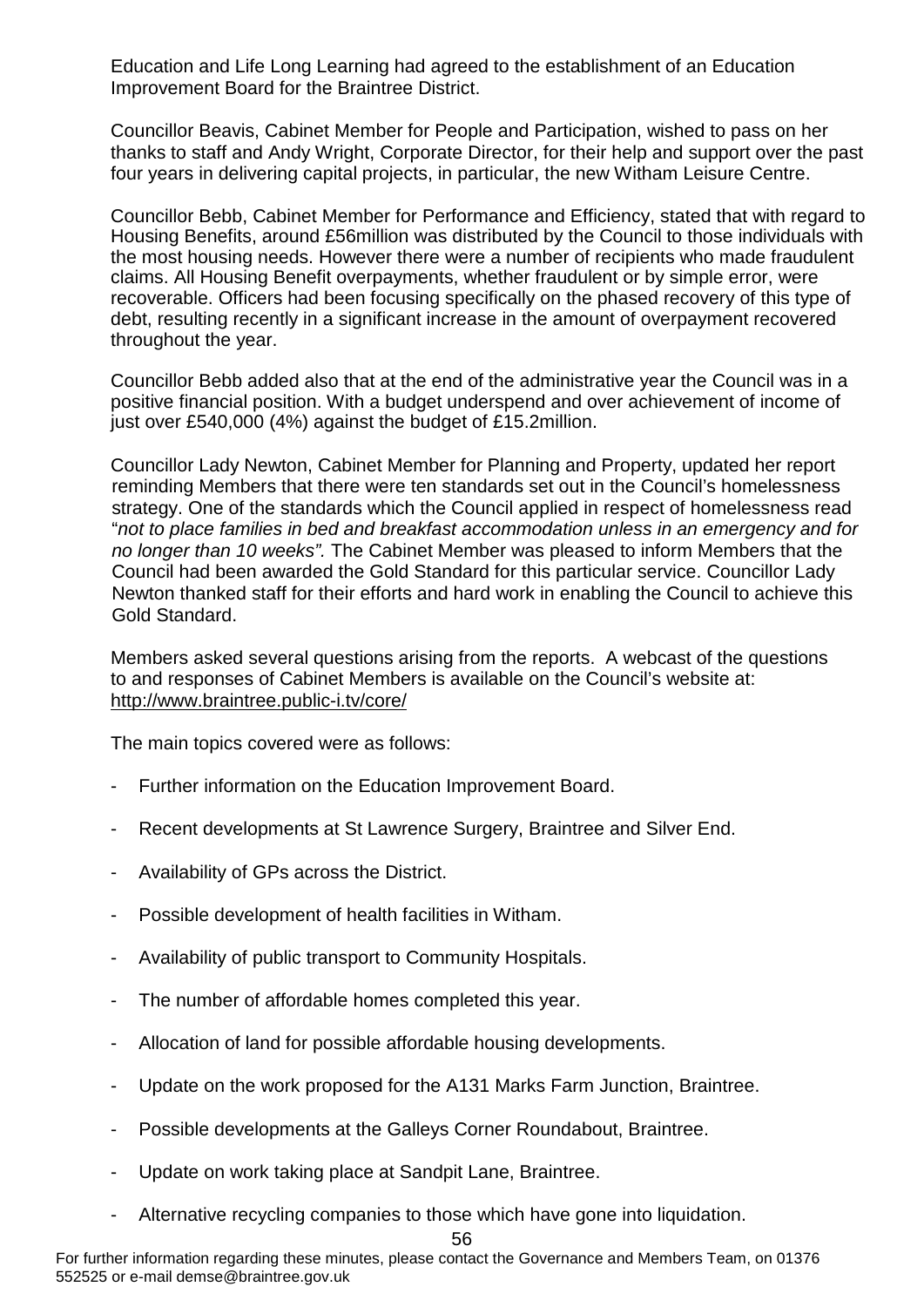Education and Life Long Learning had agreed to the establishment of an Education Improvement Board for the Braintree District.

Councillor Beavis, Cabinet Member for People and Participation, wished to pass on her thanks to staff and Andy Wright, Corporate Director, for their help and support over the past four years in delivering capital projects, in particular, the new Witham Leisure Centre.

Councillor Bebb, Cabinet Member for Performance and Efficiency, stated that with regard to Housing Benefits, around £56million was distributed by the Council to those individuals with the most housing needs. However there were a number of recipients who made fraudulent claims. All Housing Benefit overpayments, whether fraudulent or by simple error, were recoverable. Officers had been focusing specifically on the phased recovery of this type of debt, resulting recently in a significant increase in the amount of overpayment recovered throughout the year.

Councillor Bebb added also that at the end of the administrative year the Council was in a positive financial position. With a budget underspend and over achievement of income of just over £540,000 (4%) against the budget of £15.2million.

Councillor Lady Newton, Cabinet Member for Planning and Property, updated her report reminding Members that there were ten standards set out in the Council's homelessness strategy. One of the standards which the Council applied in respect of homelessness read "*not to place families in bed and breakfast accommodation unless in an emergency and for no longer than 10 weeks"*. The Cabinet Member was pleased to inform Members that the Council had been awarded the Gold Standard for this particular service. Councillor Lady Newton thanked staff for their efforts and hard work in enabling the Council to achieve this Gold Standard.

Members asked several questions arising from the reports. A webcast of the questions to and responses of Cabinet Members is available on the Council's website at: http://www.braintree.public-i.tv/core/

The main topics covered were as follows:

- Further information on the Education Improvement Board.
- Recent developments at St Lawrence Surgery, Braintree and Silver End.
- Availability of GPs across the District.
- Possible development of health facilities in Witham.
- Availability of public transport to Community Hospitals.
- The number of affordable homes completed this year.
- Allocation of land for possible affordable housing developments.
- Update on the work proposed for the A131 Marks Farm Junction, Braintree.
- Possible developments at the Galleys Corner Roundabout, Braintree.
- Update on work taking place at Sandpit Lane, Braintree.
- Alternative recycling companies to those which have gone into liquidation.

For further information regarding these minutes, please contact the Governance and Members Team, on 01376 552525 or e-mail demse@braintree.gov.uk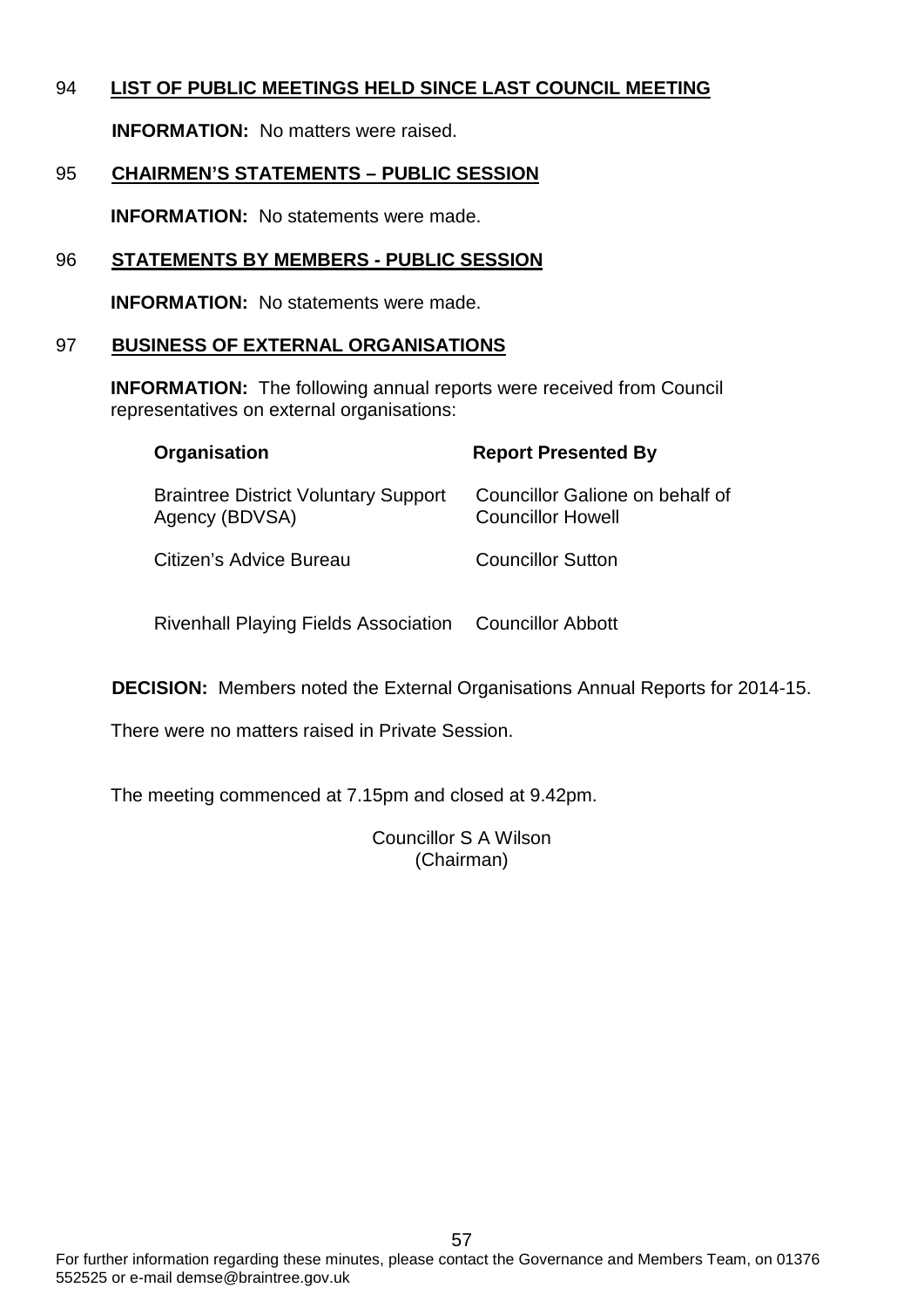## 94 LIST OF PUBLIC MEETINGS HELD SINCE LAST COUNCIL MEETING

**INFORMATION:** No matters were raised.

## 95 CHAIRMEN'S STATEMENTS – PUBLIC SESSION

**INFORMATION:** No statements were made.

## 96 STATEMENTS BY MEMBERS - PUBLIC SESSION

**INFORMATION:** No statements were made.

## 97 BUSINESS OF EXTERNAL ORGANISATIONS

**INFORMATION:** The following annual reports were received from Council representatives on external organisations:

| Organisation | Report Presented By |
|---|---|
| Braintree District Voluntary Support Agency (BDVSA) | Councillor Galione on behalf of Councillor Howell |
| Citizen's Advice Bureau | Councillor Sutton |
| Rivenhall Playing Fields Association | Councillor Abbott |

**DECISION:** Members noted the External Organisations Annual Reports for 2014-15.

There were no matters raised in Private Session.

The meeting commenced at 7.15pm and closed at 9.42pm.

Councillor S A Wilson
(Chairman)

For further information regarding these minutes, please contact the Governance and Members Team, on 01376 552525 or e-mail demse@braintree.gov.uk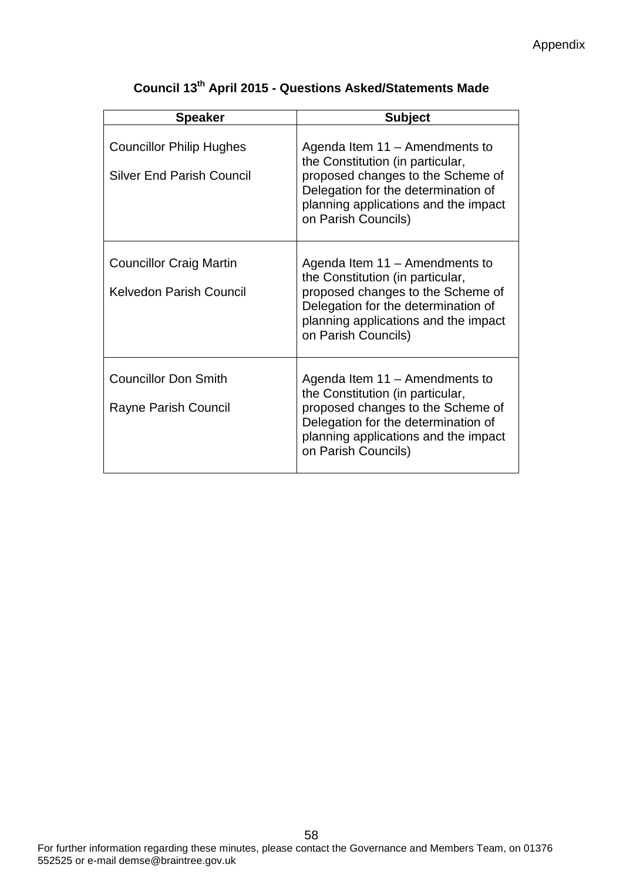Appendix

**Council 13th April 2015 - Questions Asked/Statements Made**

| Speaker | Subject |
|---|---|
| Councillor Philip Hughes<br><br>Silver End Parish Council | Agenda Item 11 – Amendments to the Constitution (in particular, proposed changes to the Scheme of Delegation for the determination of planning applications and the impact on Parish Councils) |
| Councillor Craig Martin<br><br>Kelvedon Parish Council | Agenda Item 11 – Amendments to the Constitution (in particular, proposed changes to the Scheme of Delegation for the determination of planning applications and the impact on Parish Councils) |
| Councillor Don Smith<br><br>Rayne Parish Council | Agenda Item 11 – Amendments to the Constitution (in particular, proposed changes to the Scheme of Delegation for the determination of planning applications and the impact on Parish Councils) |